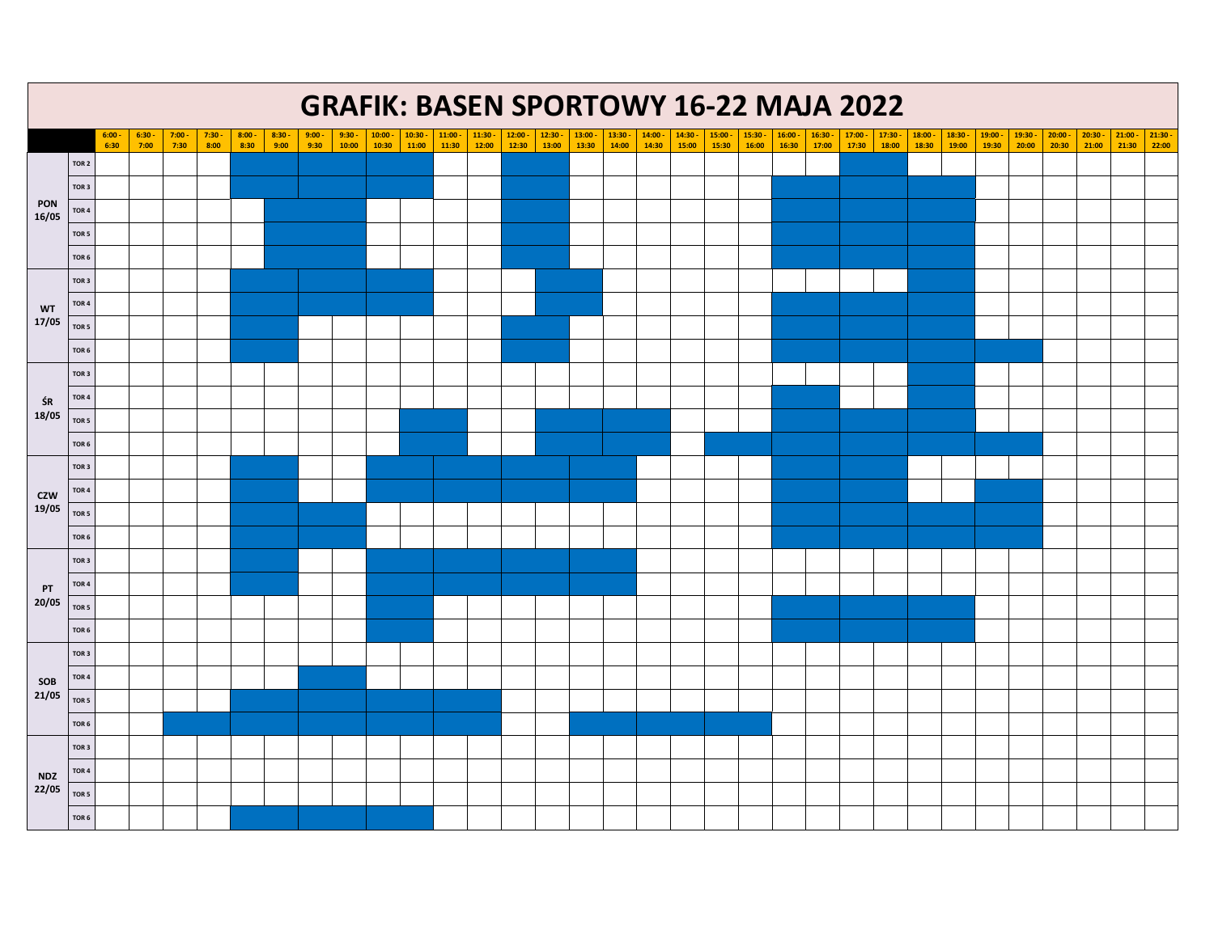# GRAFIK: BASEN SPORTOWY 16-22 MAJA 2022

| | | 6:00 - 6:30 | 6:30 - 7:00 | 7:00 - 7:30 | 7:30 - 8:00 | 8:00 - 8:30 | 8:30 - 9:00 | 9:00 - 9:30 | 9:30 - 10:00 | 10:00 - 10:30 | 10:30 - 11:00 | 11:00 - 11:30 | 11:30 - 12:00 | 12:00 - 12:30 | 12:30 - 13:00 | 13:00 - 13:30 | 13:30 - 14:00 | 14:00 - 14:30 | 14:30 - 15:00 | 15:00 - 15:30 | 15:30 - 16:00 | 16:00 - 16:30 | 16:30 - 17:00 | 17:00 - 17:30 | 17:30 - 18:00 | 18:00 - 18:30 | 18:30 - 19:00 | 19:00 - 19:30 | 19:30 - 20:00 | 20:00 - 20:30 | 20:30 - 21:00 | 21:00 - 21:30 | 21:30 - 22:00 |
|---|---|---|---|---|---|---|---|---|---|---|---|---|---|---|---|---|---|---|---|---|---|---|---|---|---|---|---|---|---|---|---|---|---|
| PON 16/05 | TOR 2 | | | | | ■ | ■ | ■ | ■ | ■ | ■ | | | ■ | ■ | | | | | | | | | ■ | ■ | | | | | | | | |
| | TOR 3 | | | | | ■ | ■ | ■ | ■ | ■ | ■ | | | ■ | ■ | | | | | | | ■ | ■ | ■ | ■ | ■ | ■ | | | | | | |
| | TOR 4 | | | | | | ■ | ■ | ■ | | | | | ■ | ■ | | | | | | | ■ | ■ | ■ | ■ | ■ | ■ | | | | | | |
| | TOR 5 | | | | | | ■ | ■ | ■ | | | | | ■ | ■ | | | | | | | ■ | ■ | ■ | ■ | ■ | ■ | | | | | | |
| | TOR 6 | | | | | | ■ | ■ | ■ | | | | | ■ | ■ | | | | | | | ■ | ■ | ■ | ■ | ■ | ■ | | | | | | |
| WT 17/05 | TOR 3 | | | | | ■ | ■ | ■ | ■ | ■ | ■ | | | | ■ | ■ | | | | | | | | | | ■ | ■ | | | | | | |
| | TOR 4 | | | | | ■ | ■ | ■ | ■ | ■ | ■ | | | | ■ | ■ | | | | | | ■ | ■ | ■ | ■ | ■ | ■ | | | | | | |
| | TOR 5 | | | | | ■ | ■ | | | | | | | ■ | ■ | | | | | | | ■ | ■ | ■ | ■ | ■ | ■ | | | | | | |
| | TOR 6 | | | | | ■ | ■ | | | | | | | ■ | ■ | | | | | | | ■ | ■ | ■ | ■ | ■ | ■ | ■ | ■ | | | | |
| ŚR 18/05 | TOR 3 | | | | | | | | | | | | | | | | | | | | | | | | | ■ | ■ | | | | | | |
| | TOR 4 | | | | | | | | | | | | | | | | | | | | | ■ | ■ | | | ■ | ■ | | | | | | |
| | TOR 5 | | | | | | | | | | ■ | ■ | | | ■ | ■ | ■ | ■ | | | | ■ | ■ | ■ | ■ | ■ | ■ | | | | | | |
| | TOR 6 | | | | | | | | | | ■ | ■ | | | ■ | ■ | ■ | ■ | | ■ | ■ | ■ | ■ | ■ | ■ | ■ | ■ | ■ | ■ | | | | |
| CZW 19/05 | TOR 3 | | | | | ■ | ■ | | | ■ | ■ | ■ | ■ | ■ | ■ | ■ | ■ | | | | | ■ | ■ | ■ | ■ | | | | | | | | |
| | TOR 4 | | | | | ■ | ■ | | | ■ | ■ | ■ | ■ | ■ | ■ | ■ | ■ | | | | | ■ | ■ | ■ | ■ | | | ■ | ■ | | | | |
| | TOR 5 | | | | | ■ | ■ | ■ | ■ | | | | | | | | | | | | | ■ | ■ | ■ | ■ | ■ | ■ | ■ | ■ | | | | |
| | TOR 6 | | | | | ■ | ■ | ■ | ■ | | | | | | | | | | | | | ■ | ■ | ■ | ■ | ■ | ■ | ■ | ■ | | | | |
| PT 20/05 | TOR 3 | | | | | ■ | ■ | | | ■ | ■ | ■ | ■ | ■ | ■ | ■ | ■ | | | | | | | | | | | | | | | | |
| | TOR 4 | | | | | ■ | ■ | | | ■ | ■ | ■ | ■ | ■ | ■ | ■ | ■ | | | | | | | | | | | | | | | | |
| | TOR 5 | | | | | | | | | ■ | ■ | | | | | | | | | | | ■ | ■ | ■ | ■ | ■ | ■ | | | | | | |
| | TOR 6 | | | | | | | | | ■ | ■ | | | | | | | | | | | ■ | ■ | ■ | ■ | ■ | ■ | | | | | | |
| SOB 21/05 | TOR 3 | | | | | | | | | | | | | | | | | | | | | | | | | | | | | | | | |
| | TOR 4 | | | | | | | ■ | ■ | | | | | | | | | | | | | | | | | | | | | | | | |
| | TOR 5 | | | | | ■ | ■ | ■ | ■ | ■ | ■ | ■ | ■ | | | | | | | | | | | | | | | | | | | | |
| | TOR 6 | | | ■ | ■ | ■ | ■ | ■ | ■ | ■ | ■ | ■ | ■ | | | ■ | ■ | ■ | ■ | ■ | ■ | | | | | | | | | | | | |
| NDZ 22/05 | TOR 3 | | | | | | | | | | | | | | | | | | | | | | | | | | | | | | | | |
| | TOR 4 | | | | | | | | | | | | | | | | | | | | | | | | | | | | | | | | |
| | TOR 5 | | | | | | | | | | | | | | | | | | | | | | | | | | | | | | | | |
| | TOR 6 | | | | | ■ | ■ | ■ | ■ | ■ | ■ | | | | | | | | | | | | | | | | | | | | | | |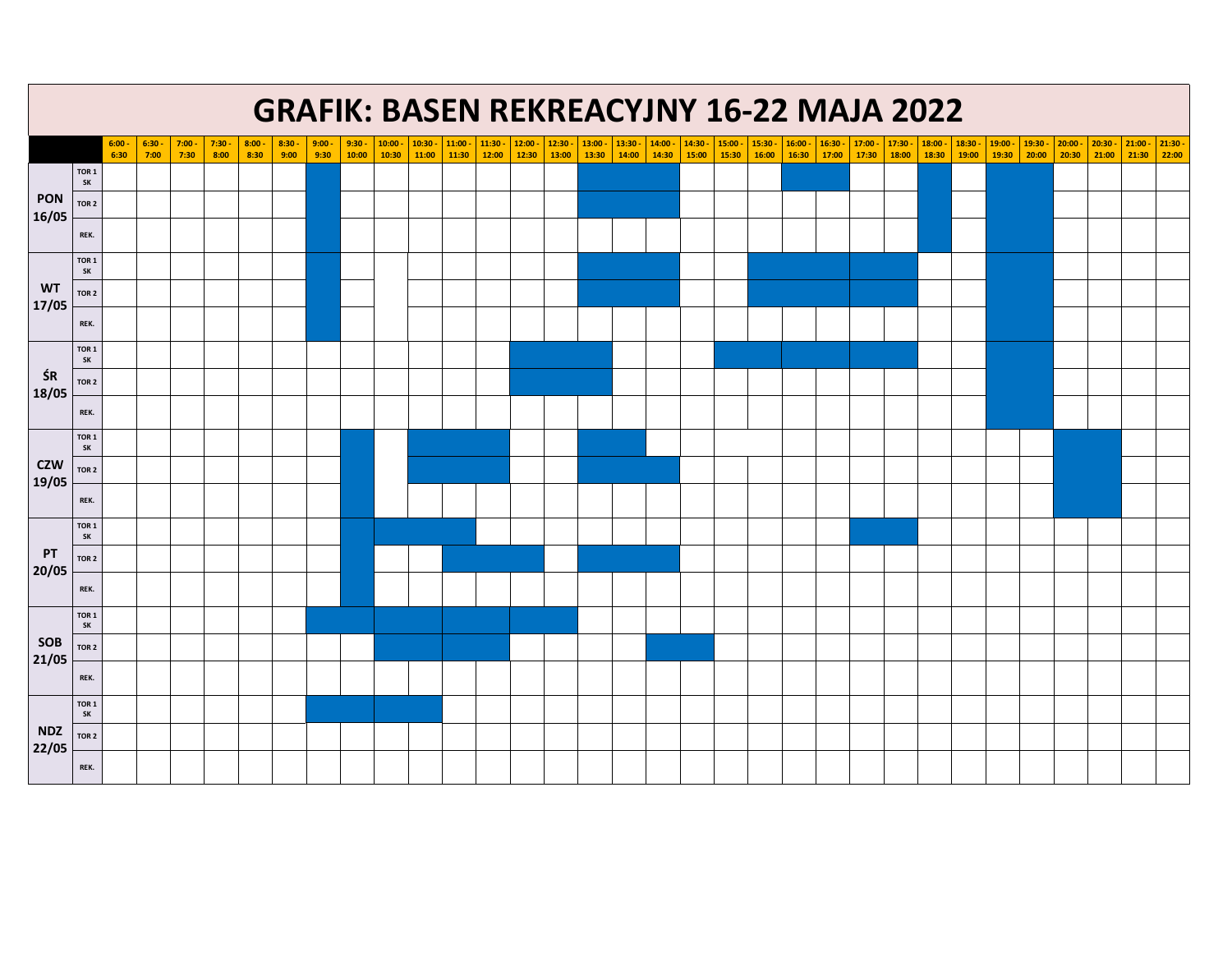# GRAFIK: BASEN REKREACYJNY 16-22 MAJA 2022

| | | 6:00 - 6:30 | 6:30 - 7:00 | 7:00 - 7:30 | 7:30 - 8:00 | 8:00 - 8:30 | 8:30 - 9:00 | 9:00 - 9:30 | 9:30 - 10:00 | 10:00 - 10:30 | 10:30 - 11:00 | 11:00 - 11:30 | 11:30 - 12:00 | 12:00 - 12:30 | 12:30 - 13:00 | 13:00 - 13:30 | 13:30 - 14:00 | 14:00 - 14:30 | 14:30 - 15:00 | 15:00 - 15:30 | 15:30 - 16:00 | 16:00 - 16:30 | 16:30 - 17:00 | 17:00 - 17:30 | 17:30 - 18:00 | 18:00 - 18:30 | 18:30 - 19:00 | 19:00 - 19:30 | 19:30 - 20:00 | 20:00 - 20:30 | 20:30 - 21:00 | 21:00 - 21:30 | 21:30 - 22:00 |
|---|---|---|---|---|---|---|---|---|---|---|---|---|---|---|---|---|---|---|---|---|---|---|---|---|---|---|---|---|---|---|---|---|---|
| PON 16/05 | TOR 1 SK | | | | | | | | | | | | | | | | | | | | | | | | | | | | | | | | |
| | TOR 2 | | | | | | | | | | | | | | | | | | | | | | | | | | | | | | | | |
| | REK. | | | | | | | | | | | | | | | | | | | | | | | | | | | | | | | | |
| WT 17/05 | TOR 1 SK | | | | | | | | | | | | | | | | | | | | | | | | | | | | | | | | |
| | TOR 2 | | | | | | | | | | | | | | | | | | | | | | | | | | | | | | | | |
| | REK. | | | | | | | | | | | | | | | | | | | | | | | | | | | | | | | | |
| ŚR 18/05 | TOR 1 SK | | | | | | | | | | | | | | | | | | | | | | | | | | | | | | | | |
| | TOR 2 | | | | | | | | | | | | | | | | | | | | | | | | | | | | | | | | |
| | REK. | | | | | | | | | | | | | | | | | | | | | | | | | | | | | | | | |
| CZW 19/05 | TOR 1 SK | | | | | | | | | | | | | | | | | | | | | | | | | | | | | | | | |
| | TOR 2 | | | | | | | | | | | | | | | | | | | | | | | | | | | | | | | | |
| | REK. | | | | | | | | | | | | | | | | | | | | | | | | | | | | | | | | |
| PT 20/05 | TOR 1 SK | | | | | | | | | | | | | | | | | | | | | | | | | | | | | | | | |
| | TOR 2 | | | | | | | | | | | | | | | | | | | | | | | | | | | | | | | | |
| | REK. | | | | | | | | | | | | | | | | | | | | | | | | | | | | | | | | |
| SOB 21/05 | TOR 1 SK | | | | | | | | | | | | | | | | | | | | | | | | | | | | | | | | |
| | TOR 2 | | | | | | | | | | | | | | | | | | | | | | | | | | | | | | | | |
| | REK. | | | | | | | | | | | | | | | | | | | | | | | | | | | | | | | | |
| NDZ 22/05 | TOR 1 SK | | | | | | | | | | | | | | | | | | | | | | | | | | | | | | | | |
| | TOR 2 | | | | | | | | | | | | | | | | | | | | | | | | | | | | | | | | |
| | REK. | | | | | | | | | | | | | | | | | | | | | | | | | | | | | | | | |